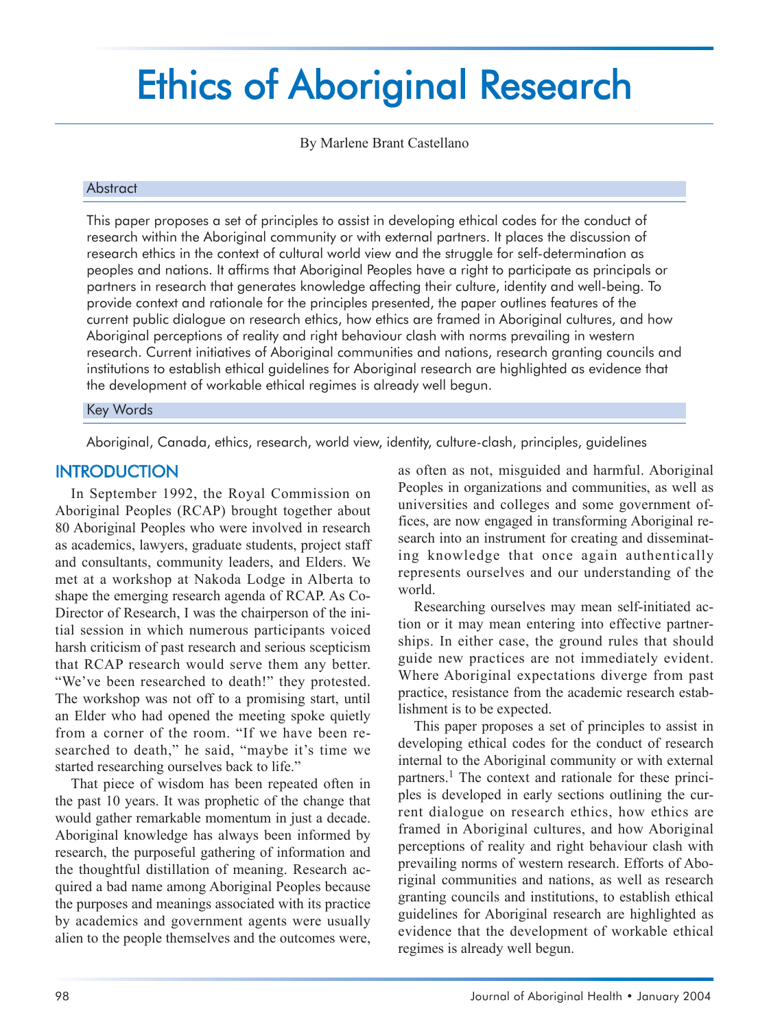# Ethics of Aboriginal Research

By Marlene Brant Castellano

## Abstract

This paper proposes a set of principles to assist in developing ethical codes for the conduct of research within the Aboriginal community or with external partners. It places the discussion of research ethics in the context of cultural world view and the struggle for self-determination as peoples and nations. It affirms that Aboriginal Peoples have a right to participate as principals or partners in research that generates knowledge affecting their culture, identity and well-being. To provide context and rationale for the principles presented, the paper outlines features of the current public dialogue on research ethics, how ethics are framed in Aboriginal cultures, and how Aboriginal perceptions of reality and right behaviour clash with norms prevailing in western research. Current initiatives of Aboriginal communities and nations, research granting councils and institutions to establish ethical guidelines for Aboriginal research are highlighted as evidence that the development of workable ethical regimes is already well begun.

## Key Words

Aboriginal, Canada, ethics, research, world view, identity, culture-clash, principles, guidelines

## INTRODUCTION

In September 1992, the Royal Commission on Aboriginal Peoples (RCAP) brought together about 80 Aboriginal Peoples who were involved in research as academics, lawyers, graduate students, project staff and consultants, community leaders, and Elders. We met at a workshop at Nakoda Lodge in Alberta to shape the emerging research agenda of RCAP. As Co-Director of Research, I was the chairperson of the initial session in which numerous participants voiced harsh criticism of past research and serious scepticism that RCAP research would serve them any better. "We've been researched to death!" they protested. The workshop was not off to a promising start, until an Elder who had opened the meeting spoke quietly from a corner of the room. "If we have been researched to death," he said, "maybe it's time we started researching ourselves back to life."

That piece of wisdom has been repeated often in the past 10 years. It was prophetic of the change that would gather remarkable momentum in just a decade. Aboriginal knowledge has always been informed by research, the purposeful gathering of information and the thoughtful distillation of meaning. Research acquired a bad name among Aboriginal Peoples because the purposes and meanings associated with its practice by academics and government agents were usually alien to the people themselves and the outcomes were, as often as not, misguided and harmful. Aboriginal Peoples in organizations and communities, as well as universities and colleges and some government offices, are now engaged in transforming Aboriginal research into an instrument for creating and disseminating knowledge that once again authentically represents ourselves and our understanding of the world.

Researching ourselves may mean self-initiated action or it may mean entering into effective partnerships. In either case, the ground rules that should guide new practices are not immediately evident. Where Aboriginal expectations diverge from past practice, resistance from the academic research establishment is to be expected.

This paper proposes a set of principles to assist in developing ethical codes for the conduct of research internal to the Aboriginal community or with external partners.[1] The context and rationale for these principles is developed in early sections outlining the current dialogue on research ethics, how ethics are framed in Aboriginal cultures, and how Aboriginal perceptions of reality and right behaviour clash with prevailing norms of western research. Efforts of Aboriginal communities and nations, as well as research granting councils and institutions, to establish ethical guidelines for Aboriginal research are highlighted as evidence that the development of workable ethical regimes is already well begun.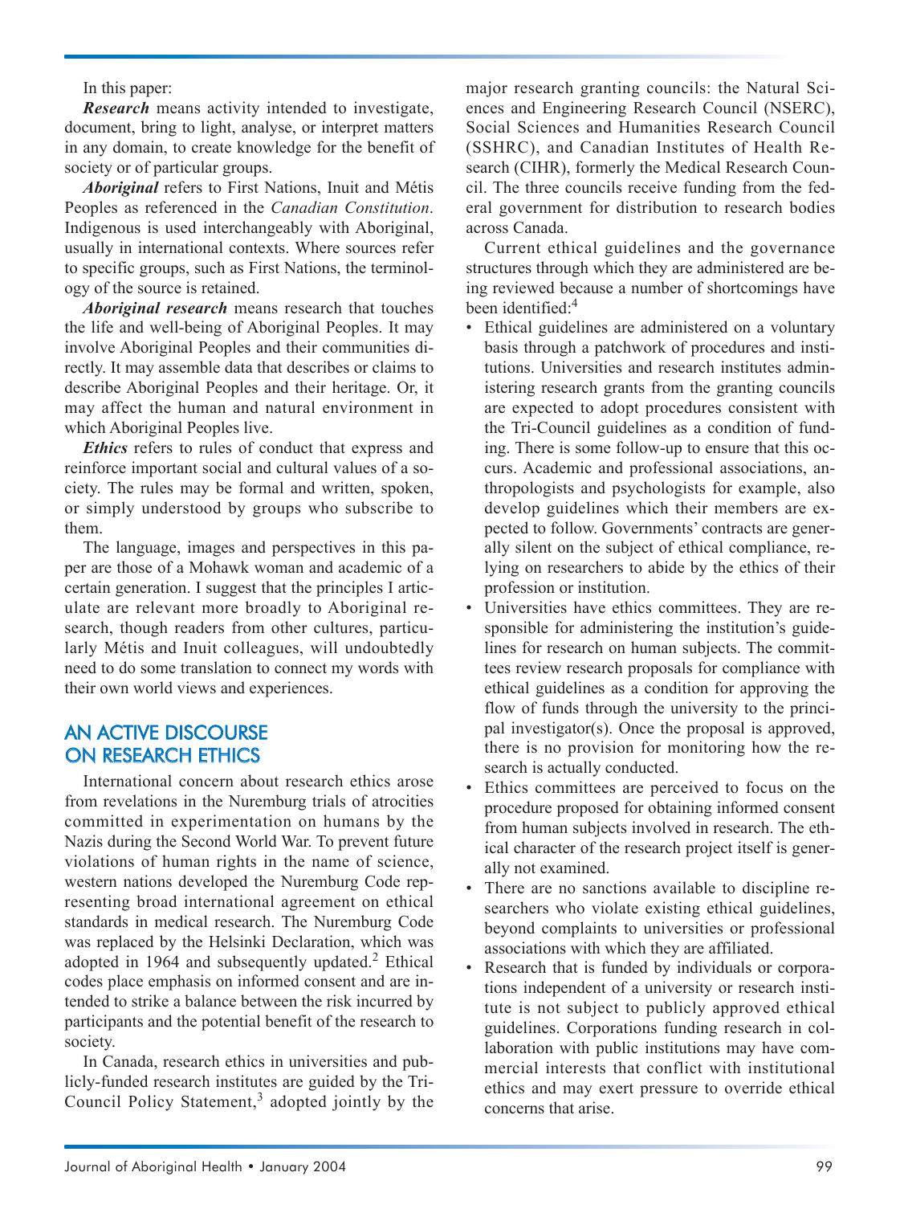In this paper:

***Research*** means activity intended to investigate, document, bring to light, analyse, or interpret matters in any domain, to create knowledge for the benefit of society or of particular groups.

***Aboriginal*** refers to First Nations, Inuit and Métis Peoples as referenced in the *Canadian Constitution*. Indigenous is used interchangeably with Aboriginal, usually in international contexts. Where sources refer to specific groups, such as First Nations, the terminology of the source is retained.

***Aboriginal research*** means research that touches the life and well-being of Aboriginal Peoples. It may involve Aboriginal Peoples and their communities directly. It may assemble data that describes or claims to describe Aboriginal Peoples and their heritage. Or, it may affect the human and natural environment in which Aboriginal Peoples live.

***Ethics*** refers to rules of conduct that express and reinforce important social and cultural values of a society. The rules may be formal and written, spoken, or simply understood by groups who subscribe to them.

The language, images and perspectives in this paper are those of a Mohawk woman and academic of a certain generation. I suggest that the principles I articulate are relevant more broadly to Aboriginal research, though readers from other cultures, particularly Métis and Inuit colleagues, will undoubtedly need to do some translation to connect my words with their own world views and experiences.

## AN ACTIVE DISCOURSE ON RESEARCH ETHICS

International concern about research ethics arose from revelations in the Nuremburg trials of atrocities committed in experimentation on humans by the Nazis during the Second World War. To prevent future violations of human rights in the name of science, western nations developed the Nuremburg Code representing broad international agreement on ethical standards in medical research. The Nuremburg Code was replaced by the Helsinki Declaration, which was adopted in 1964 and subsequently updated.[2] Ethical codes place emphasis on informed consent and are intended to strike a balance between the risk incurred by participants and the potential benefit of the research to society.

In Canada, research ethics in universities and publicly-funded research institutes are guided by the Tri-Council Policy Statement,[3] adopted jointly by the major research granting councils: the Natural Sciences and Engineering Research Council (NSERC), Social Sciences and Humanities Research Council (SSHRC), and Canadian Institutes of Health Research (CIHR), formerly the Medical Research Council. The three councils receive funding from the federal government for distribution to research bodies across Canada.

Current ethical guidelines and the governance structures through which they are administered are being reviewed because a number of shortcomings have been identified:[4]

- Ethical guidelines are administered on a voluntary basis through a patchwork of procedures and institutions. Universities and research institutes administering research grants from the granting councils are expected to adopt procedures consistent with the Tri-Council guidelines as a condition of funding. There is some follow-up to ensure that this occurs. Academic and professional associations, anthropologists and psychologists for example, also develop guidelines which their members are expected to follow. Governments' contracts are generally silent on the subject of ethical compliance, relying on researchers to abide by the ethics of their profession or institution.
- Universities have ethics committees. They are responsible for administering the institution's guidelines for research on human subjects. The committees review research proposals for compliance with ethical guidelines as a condition for approving the flow of funds through the university to the principal investigator(s). Once the proposal is approved, there is no provision for monitoring how the research is actually conducted.
- Ethics committees are perceived to focus on the procedure proposed for obtaining informed consent from human subjects involved in research. The ethical character of the research project itself is generally not examined.
- There are no sanctions available to discipline researchers who violate existing ethical guidelines, beyond complaints to universities or professional associations with which they are affiliated.
- Research that is funded by individuals or corporations independent of a university or research institute is not subject to publicly approved ethical guidelines. Corporations funding research in collaboration with public institutions may have commercial interests that conflict with institutional ethics and may exert pressure to override ethical concerns that arise.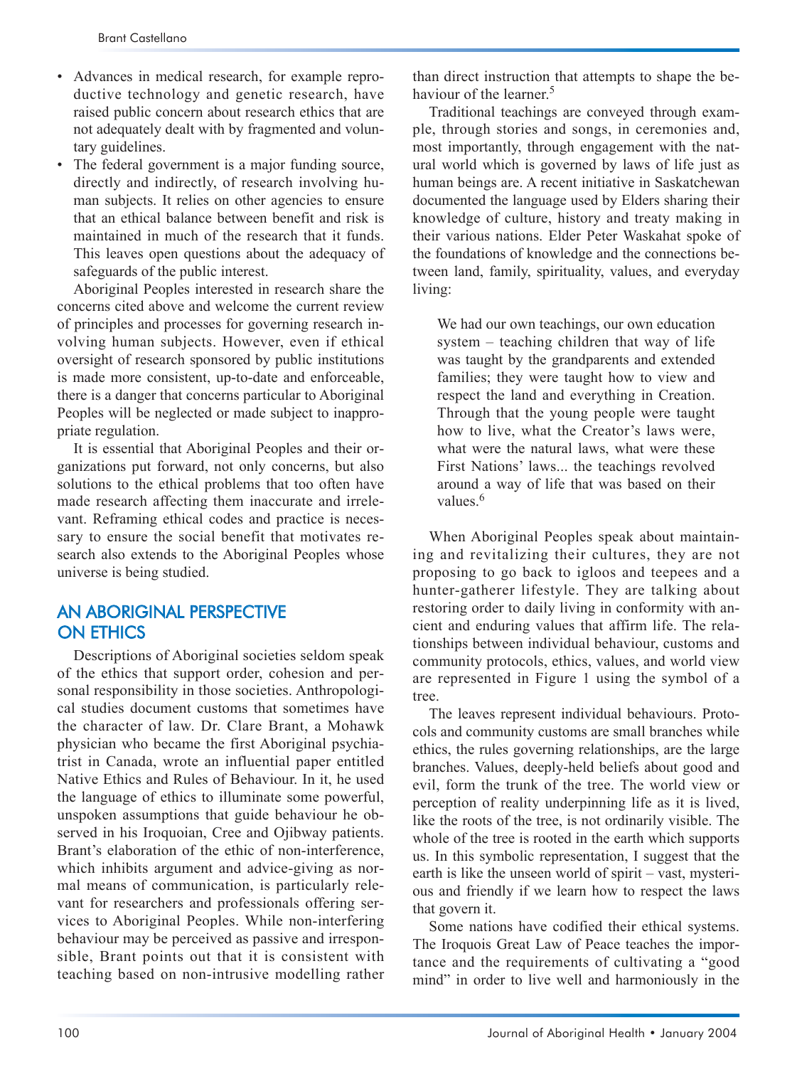- Advances in medical research, for example reproductive technology and genetic research, have raised public concern about research ethics that are not adequately dealt with by fragmented and voluntary guidelines.
- The federal government is a major funding source, directly and indirectly, of research involving human subjects. It relies on other agencies to ensure that an ethical balance between benefit and risk is maintained in much of the research that it funds. This leaves open questions about the adequacy of safeguards of the public interest.

Aboriginal Peoples interested in research share the concerns cited above and welcome the current review of principles and processes for governing research involving human subjects. However, even if ethical oversight of research sponsored by public institutions is made more consistent, up-to-date and enforceable, there is a danger that concerns particular to Aboriginal Peoples will be neglected or made subject to inappropriate regulation.

It is essential that Aboriginal Peoples and their organizations put forward, not only concerns, but also solutions to the ethical problems that too often have made research affecting them inaccurate and irrelevant. Reframing ethical codes and practice is necessary to ensure the social benefit that motivates research also extends to the Aboriginal Peoples whose universe is being studied.

## AN ABORIGINAL PERSPECTIVE ON ETHICS

Descriptions of Aboriginal societies seldom speak of the ethics that support order, cohesion and personal responsibility in those societies. Anthropological studies document customs that sometimes have the character of law. Dr. Clare Brant, a Mohawk physician who became the first Aboriginal psychiatrist in Canada, wrote an influential paper entitled Native Ethics and Rules of Behaviour. In it, he used the language of ethics to illuminate some powerful, unspoken assumptions that guide behaviour he observed in his Iroquoian, Cree and Ojibway patients. Brant's elaboration of the ethic of non-interference, which inhibits argument and advice-giving as normal means of communication, is particularly relevant for researchers and professionals offering services to Aboriginal Peoples. While non-interfering behaviour may be perceived as passive and irresponsible, Brant points out that it is consistent with teaching based on non-intrusive modelling rather than direct instruction that attempts to shape the behaviour of the learner.[5]

Traditional teachings are conveyed through example, through stories and songs, in ceremonies and, most importantly, through engagement with the natural world which is governed by laws of life just as human beings are. A recent initiative in Saskatchewan documented the language used by Elders sharing their knowledge of culture, history and treaty making in their various nations. Elder Peter Waskahat spoke of the foundations of knowledge and the connections between land, family, spirituality, values, and everyday living:

> We had our own teachings, our own education system – teaching children that way of life was taught by the grandparents and extended families; they were taught how to view and respect the land and everything in Creation. Through that the young people were taught how to live, what the Creator's laws were, what were the natural laws, what were these First Nations' laws... the teachings revolved around a way of life that was based on their values.[6]

When Aboriginal Peoples speak about maintaining and revitalizing their cultures, they are not proposing to go back to igloos and teepees and a hunter-gatherer lifestyle. They are talking about restoring order to daily living in conformity with ancient and enduring values that affirm life. The relationships between individual behaviour, customs and community protocols, ethics, values, and world view are represented in Figure 1 using the symbol of a tree.

The leaves represent individual behaviours. Protocols and community customs are small branches while ethics, the rules governing relationships, are the large branches. Values, deeply-held beliefs about good and evil, form the trunk of the tree. The world view or perception of reality underpinning life as it is lived, like the roots of the tree, is not ordinarily visible. The whole of the tree is rooted in the earth which supports us. In this symbolic representation, I suggest that the earth is like the unseen world of spirit – vast, mysterious and friendly if we learn how to respect the laws that govern it.

Some nations have codified their ethical systems. The Iroquois Great Law of Peace teaches the importance and the requirements of cultivating a "good mind" in order to live well and harmoniously in the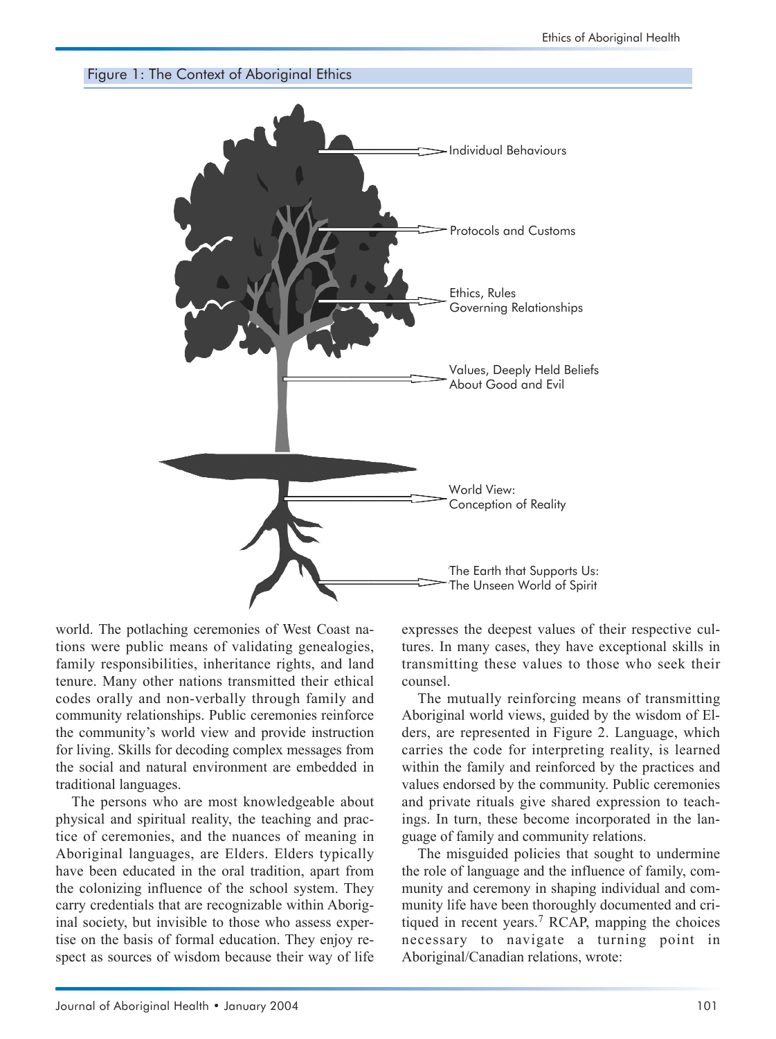Figure 1: The Context of Aboriginal Ethics

Individual Behaviours

Protocols and Customs

Ethics, Rules Governing Relationships

Values, Deeply Held Beliefs About Good and Evil

World View: Conception of Reality

The Earth that Supports Us: The Unseen World of Spirit

world. The potlaching ceremonies of West Coast nations were public means of validating genealogies, family responsibilities, inheritance rights, and land tenure. Many other nations transmitted their ethical codes orally and non-verbally through family and community relationships. Public ceremonies reinforce the community's world view and provide instruction for living. Skills for decoding complex messages from the social and natural environment are embedded in traditional languages.

The persons who are most knowledgeable about physical and spiritual reality, the teaching and practice of ceremonies, and the nuances of meaning in Aboriginal languages, are Elders. Elders typically have been educated in the oral tradition, apart from the colonizing influence of the school system. They carry credentials that are recognizable within Aboriginal society, but invisible to those who assess expertise on the basis of formal education. They enjoy respect as sources of wisdom because their way of life expresses the deepest values of their respective cultures. In many cases, they have exceptional skills in transmitting these values to those who seek their counsel.

The mutually reinforcing means of transmitting Aboriginal world views, guided by the wisdom of Elders, are represented in Figure 2. Language, which carries the code for interpreting reality, is learned within the family and reinforced by the practices and values endorsed by the community. Public ceremonies and private rituals give shared expression to teachings. In turn, these become incorporated in the language of family and community relations.

The misguided policies that sought to undermine the role of language and the influence of family, community and ceremony in shaping individual and community life have been thoroughly documented and critiqued in recent years.[7] RCAP, mapping the choices necessary to navigate a turning point in Aboriginal/Canadian relations, wrote: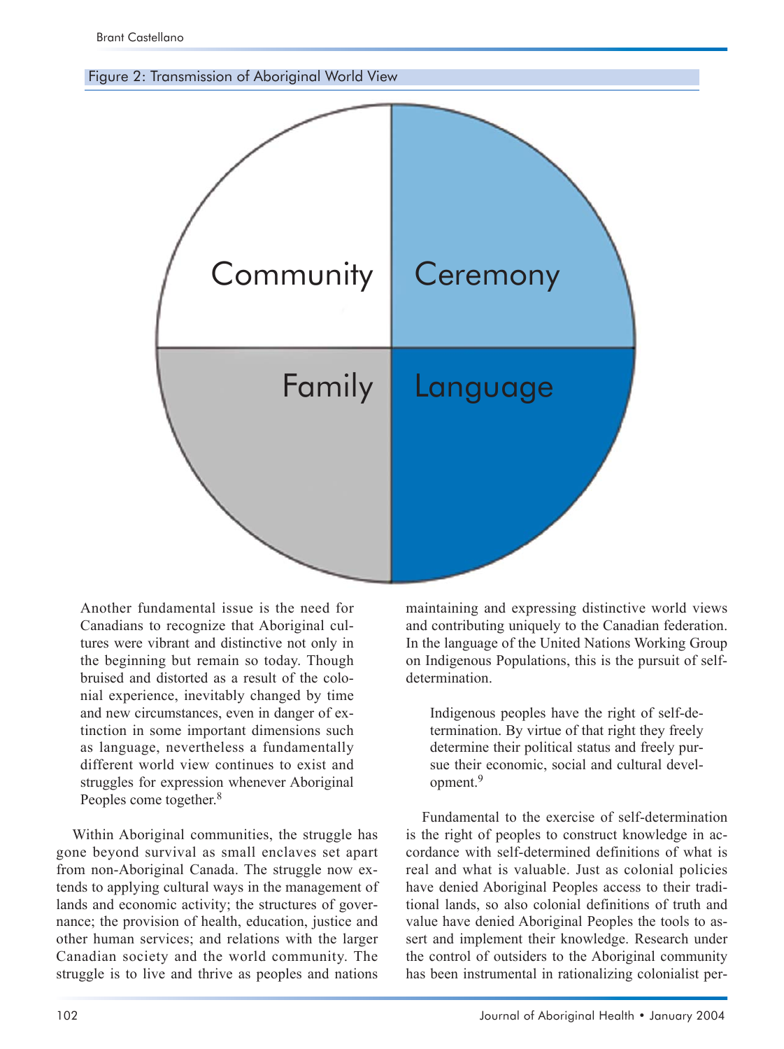Figure 2: Transmission of Aboriginal World View

Community | Ceremony | Family | Language

> Another fundamental issue is the need for Canadians to recognize that Aboriginal cultures were vibrant and distinctive not only in the beginning but remain so today. Though bruised and distorted as a result of the colonial experience, inevitably changed by time and new circumstances, even in danger of extinction in some important dimensions such as language, nevertheless a fundamentally different world view continues to exist and struggles for expression whenever Aboriginal Peoples come together.[8]

Within Aboriginal communities, the struggle has gone beyond survival as small enclaves set apart from non-Aboriginal Canada. The struggle now extends to applying cultural ways in the management of lands and economic activity; the structures of governance; the provision of health, education, justice and other human services; and relations with the larger Canadian society and the world community. The struggle is to live and thrive as peoples and nations maintaining and expressing distinctive world views and contributing uniquely to the Canadian federation. In the language of the United Nations Working Group on Indigenous Populations, this is the pursuit of self-determination.

> Indigenous peoples have the right of self-determination. By virtue of that right they freely determine their political status and freely pursue their economic, social and cultural development.[9]

Fundamental to the exercise of self-determination is the right of peoples to construct knowledge in accordance with self-determined definitions of what is real and what is valuable. Just as colonial policies have denied Aboriginal Peoples access to their traditional lands, so also colonial definitions of truth and value have denied Aboriginal Peoples the tools to assert and implement their knowledge. Research under the control of outsiders to the Aboriginal community has been instrumental in rationalizing colonialist per-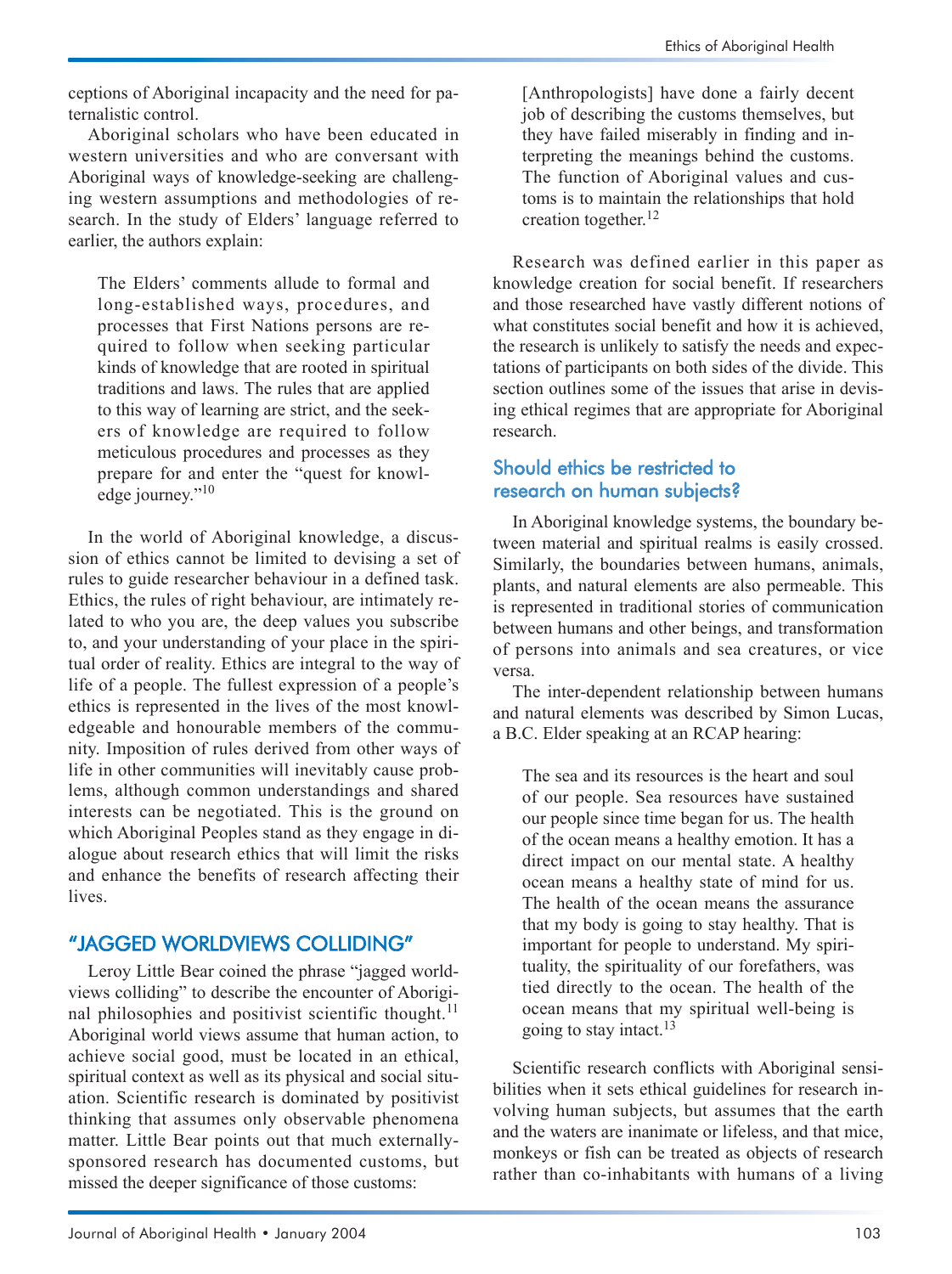ceptions of Aboriginal incapacity and the need for paternalistic control.

Aboriginal scholars who have been educated in western universities and who are conversant with Aboriginal ways of knowledge-seeking are challenging western assumptions and methodologies of research. In the study of Elders' language referred to earlier, the authors explain:

> The Elders' comments allude to formal and long-established ways, procedures, and processes that First Nations persons are required to follow when seeking particular kinds of knowledge that are rooted in spiritual traditions and laws. The rules that are applied to this way of learning are strict, and the seekers of knowledge are required to follow meticulous procedures and processes as they prepare for and enter the "quest for knowledge journey."[10]

In the world of Aboriginal knowledge, a discussion of ethics cannot be limited to devising a set of rules to guide researcher behaviour in a defined task. Ethics, the rules of right behaviour, are intimately related to who you are, the deep values you subscribe to, and your understanding of your place in the spiritual order of reality. Ethics are integral to the way of life of a people. The fullest expression of a people's ethics is represented in the lives of the most knowledgeable and honourable members of the community. Imposition of rules derived from other ways of life in other communities will inevitably cause problems, although common understandings and shared interests can be negotiated. This is the ground on which Aboriginal Peoples stand as they engage in dialogue about research ethics that will limit the risks and enhance the benefits of research affecting their lives.

## "JAGGED WORLDVIEWS COLLIDING"

Leroy Little Bear coined the phrase "jagged worldviews colliding" to describe the encounter of Aboriginal philosophies and positivist scientific thought.[11] Aboriginal world views assume that human action, to achieve social good, must be located in an ethical, spiritual context as well as its physical and social situation. Scientific research is dominated by positivist thinking that assumes only observable phenomena matter. Little Bear points out that much externally-sponsored research has documented customs, but missed the deeper significance of those customs:

> [Anthropologists] have done a fairly decent job of describing the customs themselves, but they have failed miserably in finding and interpreting the meanings behind the customs. The function of Aboriginal values and customs is to maintain the relationships that hold creation together.[12]

Research was defined earlier in this paper as knowledge creation for social benefit. If researchers and those researched have vastly different notions of what constitutes social benefit and how it is achieved, the research is unlikely to satisfy the needs and expectations of participants on both sides of the divide. This section outlines some of the issues that arise in devising ethical regimes that are appropriate for Aboriginal research.

### Should ethics be restricted to research on human subjects?

In Aboriginal knowledge systems, the boundary between material and spiritual realms is easily crossed. Similarly, the boundaries between humans, animals, plants, and natural elements are also permeable. This is represented in traditional stories of communication between humans and other beings, and transformation of persons into animals and sea creatures, or vice versa.

The inter-dependent relationship between humans and natural elements was described by Simon Lucas, a B.C. Elder speaking at an RCAP hearing:

> The sea and its resources is the heart and soul of our people. Sea resources have sustained our people since time began for us. The health of the ocean means a healthy emotion. It has a direct impact on our mental state. A healthy ocean means a healthy state of mind for us. The health of the ocean means the assurance that my body is going to stay healthy. That is important for people to understand. My spirituality, the spirituality of our forefathers, was tied directly to the ocean. The health of the ocean means that my spiritual well-being is going to stay intact.[13]

Scientific research conflicts with Aboriginal sensibilities when it sets ethical guidelines for research involving human subjects, but assumes that the earth and the waters are inanimate or lifeless, and that mice, monkeys or fish can be treated as objects of research rather than co-inhabitants with humans of a living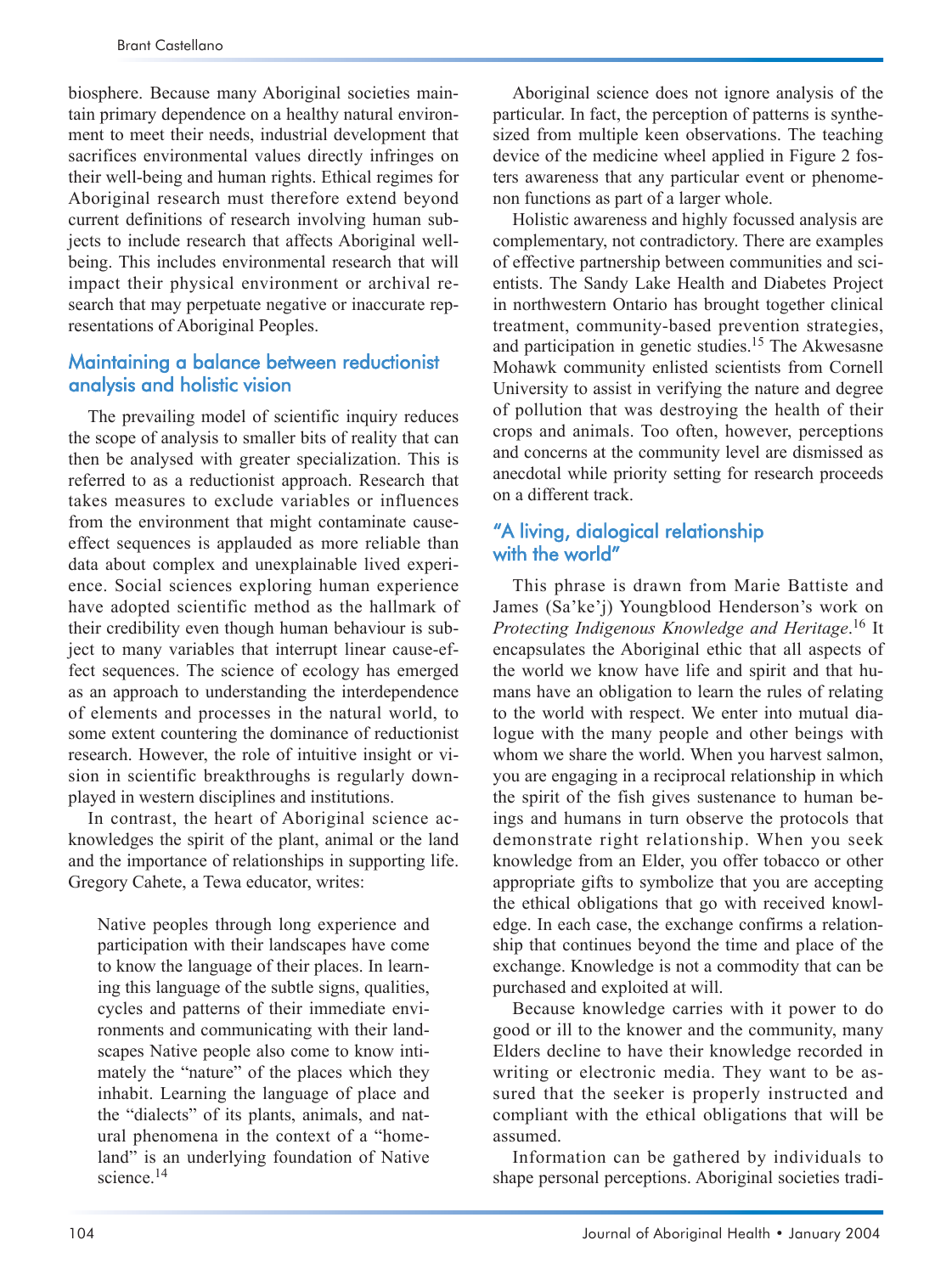biosphere. Because many Aboriginal societies maintain primary dependence on a healthy natural environment to meet their needs, industrial development that sacrifices environmental values directly infringes on their well-being and human rights. Ethical regimes for Aboriginal research must therefore extend beyond current definitions of research involving human subjects to include research that affects Aboriginal well-being. This includes environmental research that will impact their physical environment or archival research that may perpetuate negative or inaccurate representations of Aboriginal Peoples.

## Maintaining a balance between reductionist analysis and holistic vision

The prevailing model of scientific inquiry reduces the scope of analysis to smaller bits of reality that can then be analysed with greater specialization. This is referred to as a reductionist approach. Research that takes measures to exclude variables or influences from the environment that might contaminate cause-effect sequences is applauded as more reliable than data about complex and unexplainable lived experience. Social sciences exploring human experience have adopted scientific method as the hallmark of their credibility even though human behaviour is subject to many variables that interrupt linear cause-effect sequences. The science of ecology has emerged as an approach to understanding the interdependence of elements and processes in the natural world, to some extent countering the dominance of reductionist research. However, the role of intuitive insight or vision in scientific breakthroughs is regularly downplayed in western disciplines and institutions.

In contrast, the heart of Aboriginal science acknowledges the spirit of the plant, animal or the land and the importance of relationships in supporting life. Gregory Cahete, a Tewa educator, writes:

> Native peoples through long experience and participation with their landscapes have come to know the language of their places. In learning this language of the subtle signs, qualities, cycles and patterns of their immediate environments and communicating with their landscapes Native people also come to know intimately the "nature" of the places which they inhabit. Learning the language of place and the "dialects" of its plants, animals, and natural phenomena in the context of a "homeland" is an underlying foundation of Native science.[14]

Aboriginal science does not ignore analysis of the particular. In fact, the perception of patterns is synthesized from multiple keen observations. The teaching device of the medicine wheel applied in Figure 2 fosters awareness that any particular event or phenomenon functions as part of a larger whole.

Holistic awareness and highly focussed analysis are complementary, not contradictory. There are examples of effective partnership between communities and scientists. The Sandy Lake Health and Diabetes Project in northwestern Ontario has brought together clinical treatment, community-based prevention strategies, and participation in genetic studies.[15] The Akwesasne Mohawk community enlisted scientists from Cornell University to assist in verifying the nature and degree of pollution that was destroying the health of their crops and animals. Too often, however, perceptions and concerns at the community level are dismissed as anecdotal while priority setting for research proceeds on a different track.

## "A living, dialogical relationship with the world"

This phrase is drawn from Marie Battiste and James (Sa'ke'j) Youngblood Henderson's work on *Protecting Indigenous Knowledge and Heritage*.[16] It encapsulates the Aboriginal ethic that all aspects of the world we know have life and spirit and that humans have an obligation to learn the rules of relating to the world with respect. We enter into mutual dialogue with the many people and other beings with whom we share the world. When you harvest salmon, you are engaging in a reciprocal relationship in which the spirit of the fish gives sustenance to human beings and humans in turn observe the protocols that demonstrate right relationship. When you seek knowledge from an Elder, you offer tobacco or other appropriate gifts to symbolize that you are accepting the ethical obligations that go with received knowledge. In each case, the exchange confirms a relationship that continues beyond the time and place of the exchange. Knowledge is not a commodity that can be purchased and exploited at will.

Because knowledge carries with it power to do good or ill to the knower and the community, many Elders decline to have their knowledge recorded in writing or electronic media. They want to be assured that the seeker is properly instructed and compliant with the ethical obligations that will be assumed.

Information can be gathered by individuals to shape personal perceptions. Aboriginal societies tradi-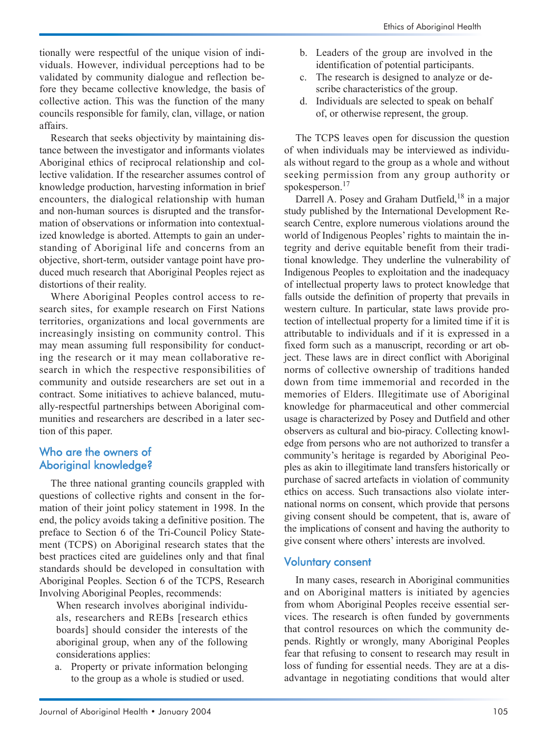tionally were respectful of the unique vision of individuals. However, individual perceptions had to be validated by community dialogue and reflection before they became collective knowledge, the basis of collective action. This was the function of the many councils responsible for family, clan, village, or nation affairs.

Research that seeks objectivity by maintaining distance between the investigator and informants violates Aboriginal ethics of reciprocal relationship and collective validation. If the researcher assumes control of knowledge production, harvesting information in brief encounters, the dialogical relationship with human and non-human sources is disrupted and the transformation of observations or information into contextualized knowledge is aborted. Attempts to gain an understanding of Aboriginal life and concerns from an objective, short-term, outsider vantage point have produced much research that Aboriginal Peoples reject as distortions of their reality.

Where Aboriginal Peoples control access to research sites, for example research on First Nations territories, organizations and local governments are increasingly insisting on community control. This may mean assuming full responsibility for conducting the research or it may mean collaborative research in which the respective responsibilities of community and outside researchers are set out in a contract. Some initiatives to achieve balanced, mutually-respectful partnerships between Aboriginal communities and researchers are described in a later section of this paper.

## Who are the owners of Aboriginal knowledge?

The three national granting councils grappled with questions of collective rights and consent in the formation of their joint policy statement in 1998. In the end, the policy avoids taking a definitive position. The preface to Section 6 of the Tri-Council Policy Statement (TCPS) on Aboriginal research states that the best practices cited are guidelines only and that final standards should be developed in consultation with Aboriginal Peoples. Section 6 of the TCPS, Research Involving Aboriginal Peoples, recommends:

> When research involves aboriginal individuals, researchers and REBs [research ethics boards] should consider the interests of the aboriginal group, when any of the following considerations applies:
>
> a. Property or private information belonging to the group as a whole is studied or used.
>
> b. Leaders of the group are involved in the identification of potential participants.
>
> c. The research is designed to analyze or describe characteristics of the group.
>
> d. Individuals are selected to speak on behalf of, or otherwise represent, the group.

The TCPS leaves open for discussion the question of when individuals may be interviewed as individuals without regard to the group as a whole and without seeking permission from any group authority or spokesperson.[17]

Darrell A. Posey and Graham Dutfield,[18] in a major study published by the International Development Research Centre, explore numerous violations around the world of Indigenous Peoples' rights to maintain the integrity and derive equitable benefit from their traditional knowledge. They underline the vulnerability of Indigenous Peoples to exploitation and the inadequacy of intellectual property laws to protect knowledge that falls outside the definition of property that prevails in western culture. In particular, state laws provide protection of intellectual property for a limited time if it is attributable to individuals and if it is expressed in a fixed form such as a manuscript, recording or art object. These laws are in direct conflict with Aboriginal norms of collective ownership of traditions handed down from time immemorial and recorded in the memories of Elders. Illegitimate use of Aboriginal knowledge for pharmaceutical and other commercial usage is characterized by Posey and Dutfield and other observers as cultural and bio-piracy. Collecting knowledge from persons who are not authorized to transfer a community's heritage is regarded by Aboriginal Peoples as akin to illegitimate land transfers historically or purchase of sacred artefacts in violation of community ethics on access. Such transactions also violate international norms on consent, which provide that persons giving consent should be competent, that is, aware of the implications of consent and having the authority to give consent where others' interests are involved.

## Voluntary consent

In many cases, research in Aboriginal communities and on Aboriginal matters is initiated by agencies from whom Aboriginal Peoples receive essential services. The research is often funded by governments that control resources on which the community depends. Rightly or wrongly, many Aboriginal Peoples fear that refusing to consent to research may result in loss of funding for essential needs. They are at a disadvantage in negotiating conditions that would alter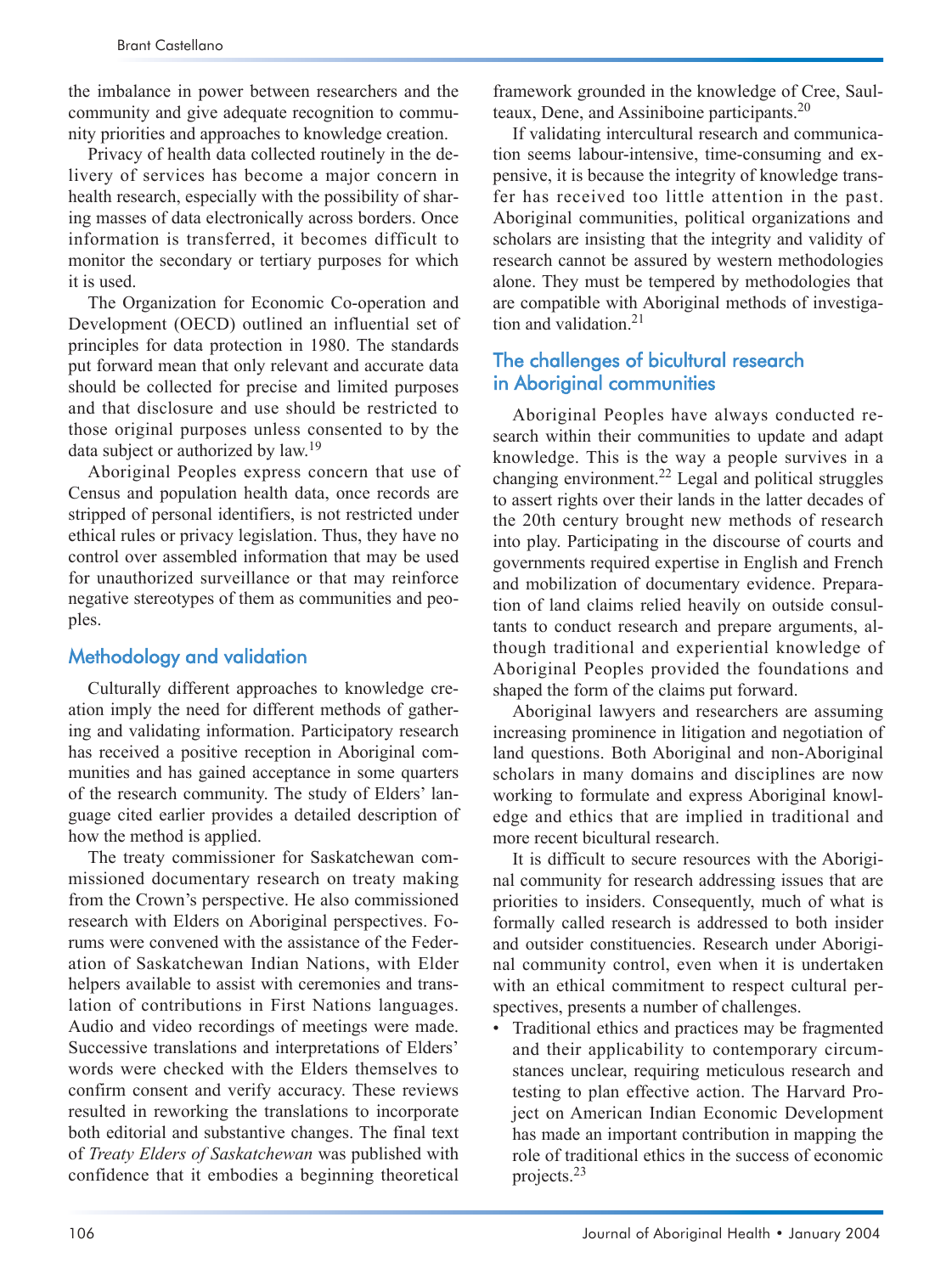the imbalance in power between researchers and the community and give adequate recognition to community priorities and approaches to knowledge creation.

Privacy of health data collected routinely in the delivery of services has become a major concern in health research, especially with the possibility of sharing masses of data electronically across borders. Once information is transferred, it becomes difficult to monitor the secondary or tertiary purposes for which it is used.

The Organization for Economic Co-operation and Development (OECD) outlined an influential set of principles for data protection in 1980. The standards put forward mean that only relevant and accurate data should be collected for precise and limited purposes and that disclosure and use should be restricted to those original purposes unless consented to by the data subject or authorized by law.[19]

Aboriginal Peoples express concern that use of Census and population health data, once records are stripped of personal identifiers, is not restricted under ethical rules or privacy legislation. Thus, they have no control over assembled information that may be used for unauthorized surveillance or that may reinforce negative stereotypes of them as communities and peoples.

## Methodology and validation

Culturally different approaches to knowledge creation imply the need for different methods of gathering and validating information. Participatory research has received a positive reception in Aboriginal communities and has gained acceptance in some quarters of the research community. The study of Elders' language cited earlier provides a detailed description of how the method is applied.

The treaty commissioner for Saskatchewan commissioned documentary research on treaty making from the Crown's perspective. He also commissioned research with Elders on Aboriginal perspectives. Forums were convened with the assistance of the Federation of Saskatchewan Indian Nations, with Elder helpers available to assist with ceremonies and translation of contributions in First Nations languages. Audio and video recordings of meetings were made. Successive translations and interpretations of Elders' words were checked with the Elders themselves to confirm consent and verify accuracy. These reviews resulted in reworking the translations to incorporate both editorial and substantive changes. The final text of *Treaty Elders of Saskatchewan* was published with confidence that it embodies a beginning theoretical framework grounded in the knowledge of Cree, Saulteaux, Dene, and Assiniboine participants.[20]

If validating intercultural research and communication seems labour-intensive, time-consuming and expensive, it is because the integrity of knowledge transfer has received too little attention in the past. Aboriginal communities, political organizations and scholars are insisting that the integrity and validity of research cannot be assured by western methodologies alone. They must be tempered by methodologies that are compatible with Aboriginal methods of investigation and validation.[21]

## The challenges of bicultural research in Aboriginal communities

Aboriginal Peoples have always conducted research within their communities to update and adapt knowledge. This is the way a people survives in a changing environment.[22] Legal and political struggles to assert rights over their lands in the latter decades of the 20th century brought new methods of research into play. Participating in the discourse of courts and governments required expertise in English and French and mobilization of documentary evidence. Preparation of land claims relied heavily on outside consultants to conduct research and prepare arguments, although traditional and experiential knowledge of Aboriginal Peoples provided the foundations and shaped the form of the claims put forward.

Aboriginal lawyers and researchers are assuming increasing prominence in litigation and negotiation of land questions. Both Aboriginal and non-Aboriginal scholars in many domains and disciplines are now working to formulate and express Aboriginal knowledge and ethics that are implied in traditional and more recent bicultural research.

It is difficult to secure resources with the Aboriginal community for research addressing issues that are priorities to insiders. Consequently, much of what is formally called research is addressed to both insider and outsider constituencies. Research under Aboriginal community control, even when it is undertaken with an ethical commitment to respect cultural perspectives, presents a number of challenges.

- Traditional ethics and practices may be fragmented and their applicability to contemporary circumstances unclear, requiring meticulous research and testing to plan effective action. The Harvard Project on American Indian Economic Development has made an important contribution in mapping the role of traditional ethics in the success of economic projects.[23]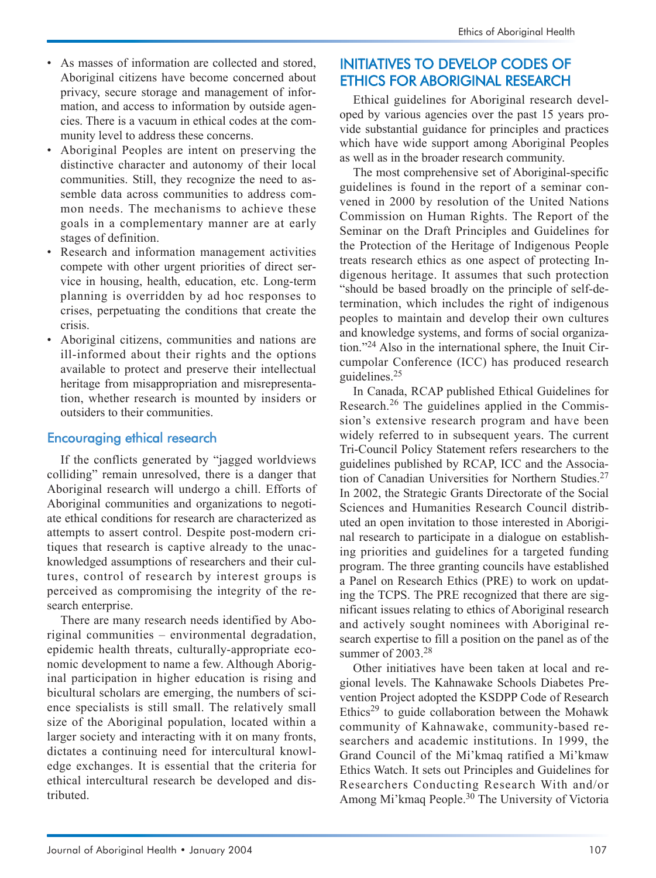- As masses of information are collected and stored, Aboriginal citizens have become concerned about privacy, secure storage and management of information, and access to information by outside agencies. There is a vacuum in ethical codes at the community level to address these concerns.
- Aboriginal Peoples are intent on preserving the distinctive character and autonomy of their local communities. Still, they recognize the need to assemble data across communities to address common needs. The mechanisms to achieve these goals in a complementary manner are at early stages of definition.
- Research and information management activities compete with other urgent priorities of direct service in housing, health, education, etc. Long-term planning is overridden by ad hoc responses to crises, perpetuating the conditions that create the crisis.
- Aboriginal citizens, communities and nations are ill-informed about their rights and the options available to protect and preserve their intellectual heritage from misappropriation and misrepresentation, whether research is mounted by insiders or outsiders to their communities.

### Encouraging ethical research

If the conflicts generated by "jagged worldviews colliding" remain unresolved, there is a danger that Aboriginal research will undergo a chill. Efforts of Aboriginal communities and organizations to negotiate ethical conditions for research are characterized as attempts to assert control. Despite post-modern critiques that research is captive already to the unacknowledged assumptions of researchers and their cultures, control of research by interest groups is perceived as compromising the integrity of the research enterprise.

There are many research needs identified by Aboriginal communities – environmental degradation, epidemic health threats, culturally-appropriate economic development to name a few. Although Aboriginal participation in higher education is rising and bicultural scholars are emerging, the numbers of science specialists is still small. The relatively small size of the Aboriginal population, located within a larger society and interacting with it on many fronts, dictates a continuing need for intercultural knowledge exchanges. It is essential that the criteria for ethical intercultural research be developed and distributed.

## INITIATIVES TO DEVELOP CODES OF ETHICS FOR ABORIGINAL RESEARCH

Ethical guidelines for Aboriginal research developed by various agencies over the past 15 years provide substantial guidance for principles and practices which have wide support among Aboriginal Peoples as well as in the broader research community.

The most comprehensive set of Aboriginal-specific guidelines is found in the report of a seminar convened in 2000 by resolution of the United Nations Commission on Human Rights. The Report of the Seminar on the Draft Principles and Guidelines for the Protection of the Heritage of Indigenous People treats research ethics as one aspect of protecting Indigenous heritage. It assumes that such protection "should be based broadly on the principle of self-determination, which includes the right of indigenous peoples to maintain and develop their own cultures and knowledge systems, and forms of social organization."[24] Also in the international sphere, the Inuit Circumpolar Conference (ICC) has produced research guidelines.[25]

In Canada, RCAP published Ethical Guidelines for Research.[26] The guidelines applied in the Commission's extensive research program and have been widely referred to in subsequent years. The current Tri-Council Policy Statement refers researchers to the guidelines published by RCAP, ICC and the Association of Canadian Universities for Northern Studies.[27] In 2002, the Strategic Grants Directorate of the Social Sciences and Humanities Research Council distributed an open invitation to those interested in Aboriginal research to participate in a dialogue on establishing priorities and guidelines for a targeted funding program. The three granting councils have established a Panel on Research Ethics (PRE) to work on updating the TCPS. The PRE recognized that there are significant issues relating to ethics of Aboriginal research and actively sought nominees with Aboriginal research expertise to fill a position on the panel as of the summer of 2003.[28]

Other initiatives have been taken at local and regional levels. The Kahnawake Schools Diabetes Prevention Project adopted the KSDPP Code of Research Ethics[29] to guide collaboration between the Mohawk community of Kahnawake, community-based researchers and academic institutions. In 1999, the Grand Council of the Mi'kmaq ratified a Mi'kmaw Ethics Watch. It sets out Principles and Guidelines for Researchers Conducting Research With and/or Among Mi'kmaq People.[30] The University of Victoria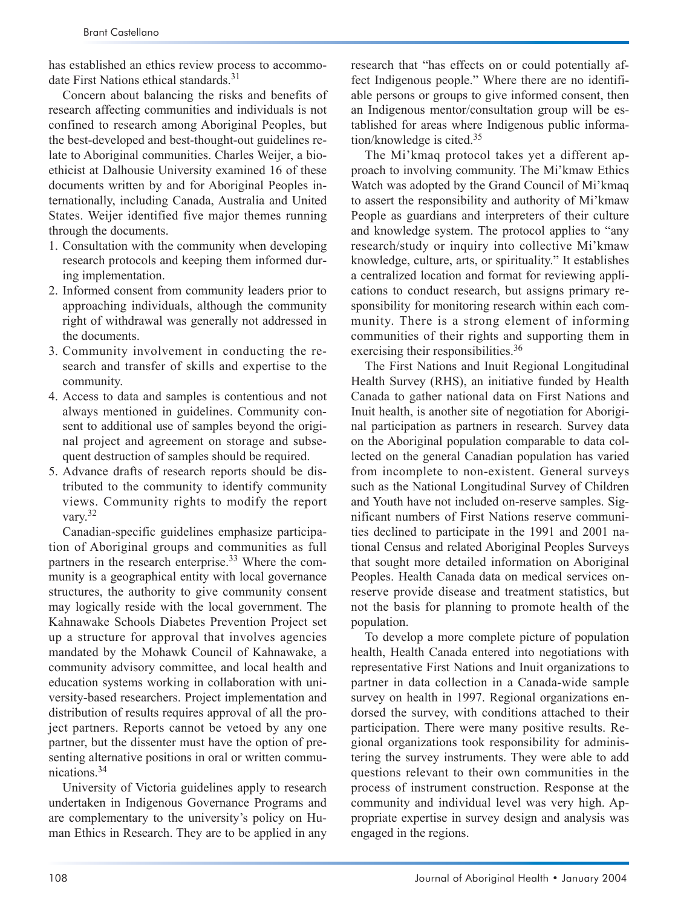has established an ethics review process to accommodate First Nations ethical standards.[31]

Concern about balancing the risks and benefits of research affecting communities and individuals is not confined to research among Aboriginal Peoples, but the best-developed and best-thought-out guidelines relate to Aboriginal communities. Charles Weijer, a bioethicist at Dalhousie University examined 16 of these documents written by and for Aboriginal Peoples internationally, including Canada, Australia and United States. Weijer identified five major themes running through the documents.

1. Consultation with the community when developing research protocols and keeping them informed during implementation.
2. Informed consent from community leaders prior to approaching individuals, although the community right of withdrawal was generally not addressed in the documents.
3. Community involvement in conducting the research and transfer of skills and expertise to the community.
4. Access to data and samples is contentious and not always mentioned in guidelines. Community consent to additional use of samples beyond the original project and agreement on storage and subsequent destruction of samples should be required.
5. Advance drafts of research reports should be distributed to the community to identify community views. Community rights to modify the report vary.[32]

Canadian-specific guidelines emphasize participation of Aboriginal groups and communities as full partners in the research enterprise.[33] Where the community is a geographical entity with local governance structures, the authority to give community consent may logically reside with the local government. The Kahnawake Schools Diabetes Prevention Project set up a structure for approval that involves agencies mandated by the Mohawk Council of Kahnawake, a community advisory committee, and local health and education systems working in collaboration with university-based researchers. Project implementation and distribution of results requires approval of all the project partners. Reports cannot be vetoed by any one partner, but the dissenter must have the option of presenting alternative positions in oral or written communications.[34]

University of Victoria guidelines apply to research undertaken in Indigenous Governance Programs and are complementary to the university's policy on Human Ethics in Research. They are to be applied in any research that "has effects on or could potentially affect Indigenous people." Where there are no identifiable persons or groups to give informed consent, then an Indigenous mentor/consultation group will be established for areas where Indigenous public information/knowledge is cited.[35]

The Mi'kmaq protocol takes yet a different approach to involving community. The Mi'kmaw Ethics Watch was adopted by the Grand Council of Mi'kmaq to assert the responsibility and authority of Mi'kmaw People as guardians and interpreters of their culture and knowledge system. The protocol applies to "any research/study or inquiry into collective Mi'kmaw knowledge, culture, arts, or spirituality." It establishes a centralized location and format for reviewing applications to conduct research, but assigns primary responsibility for monitoring research within each community. There is a strong element of informing communities of their rights and supporting them in exercising their responsibilities.[36]

The First Nations and Inuit Regional Longitudinal Health Survey (RHS), an initiative funded by Health Canada to gather national data on First Nations and Inuit health, is another site of negotiation for Aboriginal participation as partners in research. Survey data on the Aboriginal population comparable to data collected on the general Canadian population has varied from incomplete to non-existent. General surveys such as the National Longitudinal Survey of Children and Youth have not included on-reserve samples. Significant numbers of First Nations reserve communities declined to participate in the 1991 and 2001 national Census and related Aboriginal Peoples Surveys that sought more detailed information on Aboriginal Peoples. Health Canada data on medical services on-reserve provide disease and treatment statistics, but not the basis for planning to promote health of the population.

To develop a more complete picture of population health, Health Canada entered into negotiations with representative First Nations and Inuit organizations to partner in data collection in a Canada-wide sample survey on health in 1997. Regional organizations endorsed the survey, with conditions attached to their participation. There were many positive results. Regional organizations took responsibility for administering the survey instruments. They were able to add questions relevant to their own communities in the process of instrument construction. Response at the community and individual level was very high. Appropriate expertise in survey design and analysis was engaged in the regions.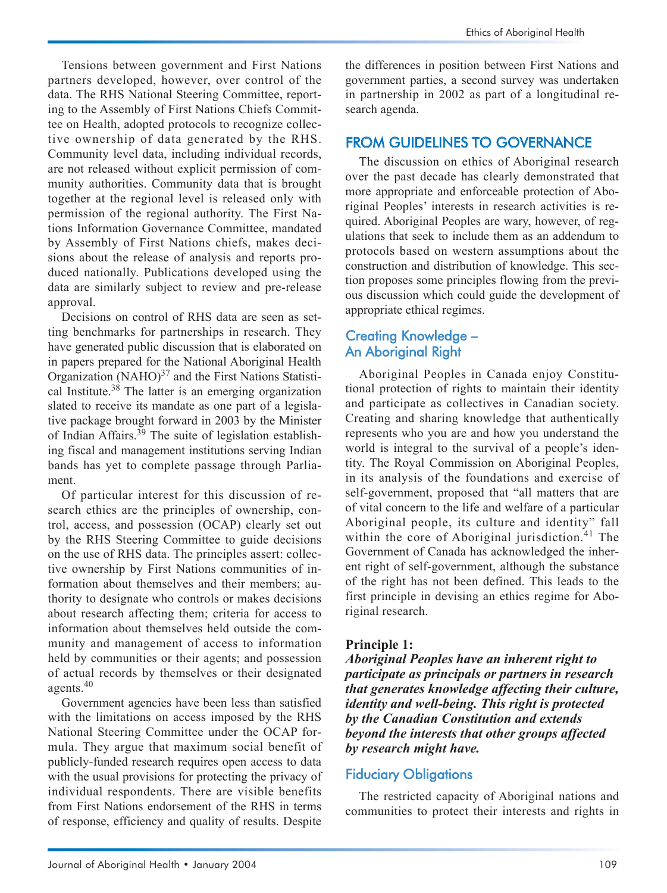Tensions between government and First Nations partners developed, however, over control of the data. The RHS National Steering Committee, reporting to the Assembly of First Nations Chiefs Committee on Health, adopted protocols to recognize collective ownership of data generated by the RHS. Community level data, including individual records, are not released without explicit permission of community authorities. Community data that is brought together at the regional level is released only with permission of the regional authority. The First Nations Information Governance Committee, mandated by Assembly of First Nations chiefs, makes decisions about the release of analysis and reports produced nationally. Publications developed using the data are similarly subject to review and pre-release approval.

Decisions on control of RHS data are seen as setting benchmarks for partnerships in research. They have generated public discussion that is elaborated on in papers prepared for the National Aboriginal Health Organization (NAHO)[37] and the First Nations Statistical Institute.[38] The latter is an emerging organization slated to receive its mandate as one part of a legislative package brought forward in 2003 by the Minister of Indian Affairs.[39] The suite of legislation establishing fiscal and management institutions serving Indian bands has yet to complete passage through Parliament.

Of particular interest for this discussion of research ethics are the principles of ownership, control, access, and possession (OCAP) clearly set out by the RHS Steering Committee to guide decisions on the use of RHS data. The principles assert: collective ownership by First Nations communities of information about themselves and their members; authority to designate who controls or makes decisions about research affecting them; criteria for access to information about themselves held outside the community and management of access to information held by communities or their agents; and possession of actual records by themselves or their designated agents.[40]

Government agencies have been less than satisfied with the limitations on access imposed by the RHS National Steering Committee under the OCAP formula. They argue that maximum social benefit of publicly-funded research requires open access to data with the usual provisions for protecting the privacy of individual respondents. There are visible benefits from First Nations endorsement of the RHS in terms of response, efficiency and quality of results. Despite the differences in position between First Nations and government parties, a second survey was undertaken in partnership in 2002 as part of a longitudinal research agenda.

## FROM GUIDELINES TO GOVERNANCE

The discussion on ethics of Aboriginal research over the past decade has clearly demonstrated that more appropriate and enforceable protection of Aboriginal Peoples' interests in research activities is required. Aboriginal Peoples are wary, however, of regulations that seek to include them as an addendum to protocols based on western assumptions about the construction and distribution of knowledge. This section proposes some principles flowing from the previous discussion which could guide the development of appropriate ethical regimes.

### Creating Knowledge – An Aboriginal Right

Aboriginal Peoples in Canada enjoy Constitutional protection of rights to maintain their identity and participate as collectives in Canadian society. Creating and sharing knowledge that authentically represents who you are and how you understand the world is integral to the survival of a people's identity. The Royal Commission on Aboriginal Peoples, in its analysis of the foundations and exercise of self-government, proposed that "all matters that are of vital concern to the life and welfare of a particular Aboriginal people, its culture and identity" fall within the core of Aboriginal jurisdiction.[41] The Government of Canada has acknowledged the inherent right of self-government, although the substance of the right has not been defined. This leads to the first principle in devising an ethics regime for Aboriginal research.

**Principle 1:**
***Aboriginal Peoples have an inherent right to participate as principals or partners in research that generates knowledge affecting their culture, identity and well-being. This right is protected by the Canadian Constitution and extends beyond the interests that other groups affected by research might have.***

### Fiduciary Obligations

The restricted capacity of Aboriginal nations and communities to protect their interests and rights in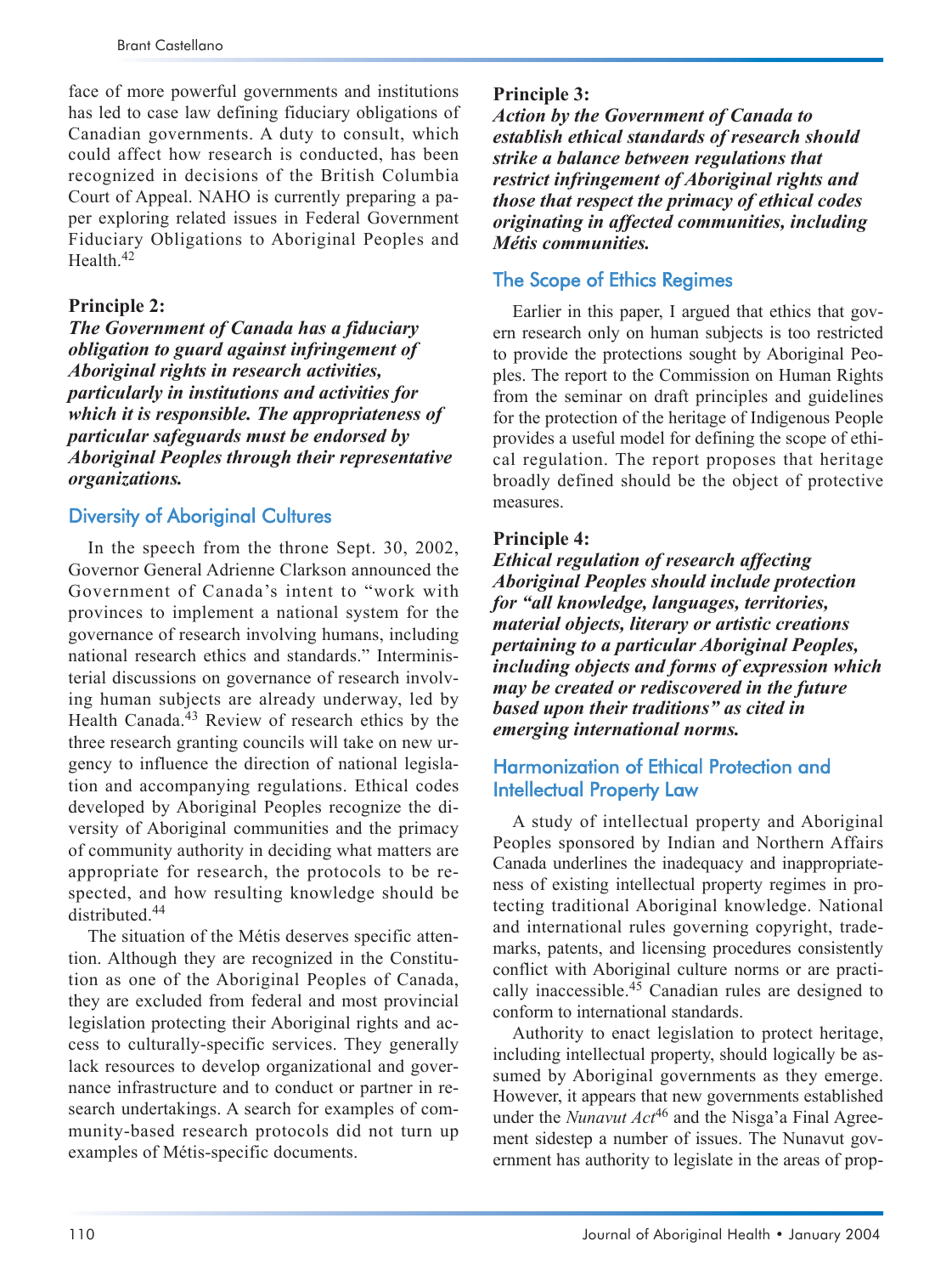face of more powerful governments and institutions has led to case law defining fiduciary obligations of Canadian governments. A duty to consult, which could affect how research is conducted, has been recognized in decisions of the British Columbia Court of Appeal. NAHO is currently preparing a paper exploring related issues in Federal Government Fiduciary Obligations to Aboriginal Peoples and Health.[42]

**Principle 2:**
***The Government of Canada has a fiduciary obligation to guard against infringement of Aboriginal rights in research activities, particularly in institutions and activities for which it is responsible. The appropriateness of particular safeguards must be endorsed by Aboriginal Peoples through their representative organizations.***

## Diversity of Aboriginal Cultures

In the speech from the throne Sept. 30, 2002, Governor General Adrienne Clarkson announced the Government of Canada's intent to "work with provinces to implement a national system for the governance of research involving humans, including national research ethics and standards." Interministerial discussions on governance of research involving human subjects are already underway, led by Health Canada.[43] Review of research ethics by the three research granting councils will take on new urgency to influence the direction of national legislation and accompanying regulations. Ethical codes developed by Aboriginal Peoples recognize the diversity of Aboriginal communities and the primacy of community authority in deciding what matters are appropriate for research, the protocols to be respected, and how resulting knowledge should be distributed.[44]

The situation of the Métis deserves specific attention. Although they are recognized in the Constitution as one of the Aboriginal Peoples of Canada, they are excluded from federal and most provincial legislation protecting their Aboriginal rights and access to culturally-specific services. They generally lack resources to develop organizational and governance infrastructure and to conduct or partner in research undertakings. A search for examples of community-based research protocols did not turn up examples of Métis-specific documents.

**Principle 3:**
***Action by the Government of Canada to establish ethical standards of research should strike a balance between regulations that restrict infringement of Aboriginal rights and those that respect the primacy of ethical codes originating in affected communities, including Métis communities.***

## The Scope of Ethics Regimes

Earlier in this paper, I argued that ethics that govern research only on human subjects is too restricted to provide the protections sought by Aboriginal Peoples. The report to the Commission on Human Rights from the seminar on draft principles and guidelines for the protection of the heritage of Indigenous People provides a useful model for defining the scope of ethical regulation. The report proposes that heritage broadly defined should be the object of protective measures.

**Principle 4:**
***Ethical regulation of research affecting Aboriginal Peoples should include protection for "all knowledge, languages, territories, material objects, literary or artistic creations pertaining to a particular Aboriginal Peoples, including objects and forms of expression which may be created or rediscovered in the future based upon their traditions" as cited in emerging international norms.***

## Harmonization of Ethical Protection and Intellectual Property Law

A study of intellectual property and Aboriginal Peoples sponsored by Indian and Northern Affairs Canada underlines the inadequacy and inappropriateness of existing intellectual property regimes in protecting traditional Aboriginal knowledge. National and international rules governing copyright, trademarks, patents, and licensing procedures consistently conflict with Aboriginal culture norms or are practically inaccessible.[45] Canadian rules are designed to conform to international standards.

Authority to enact legislation to protect heritage, including intellectual property, should logically be assumed by Aboriginal governments as they emerge. However, it appears that new governments established under the *Nunavut Act*[46] and the Nisga'a Final Agreement sidestep a number of issues. The Nunavut government has authority to legislate in the areas of prop-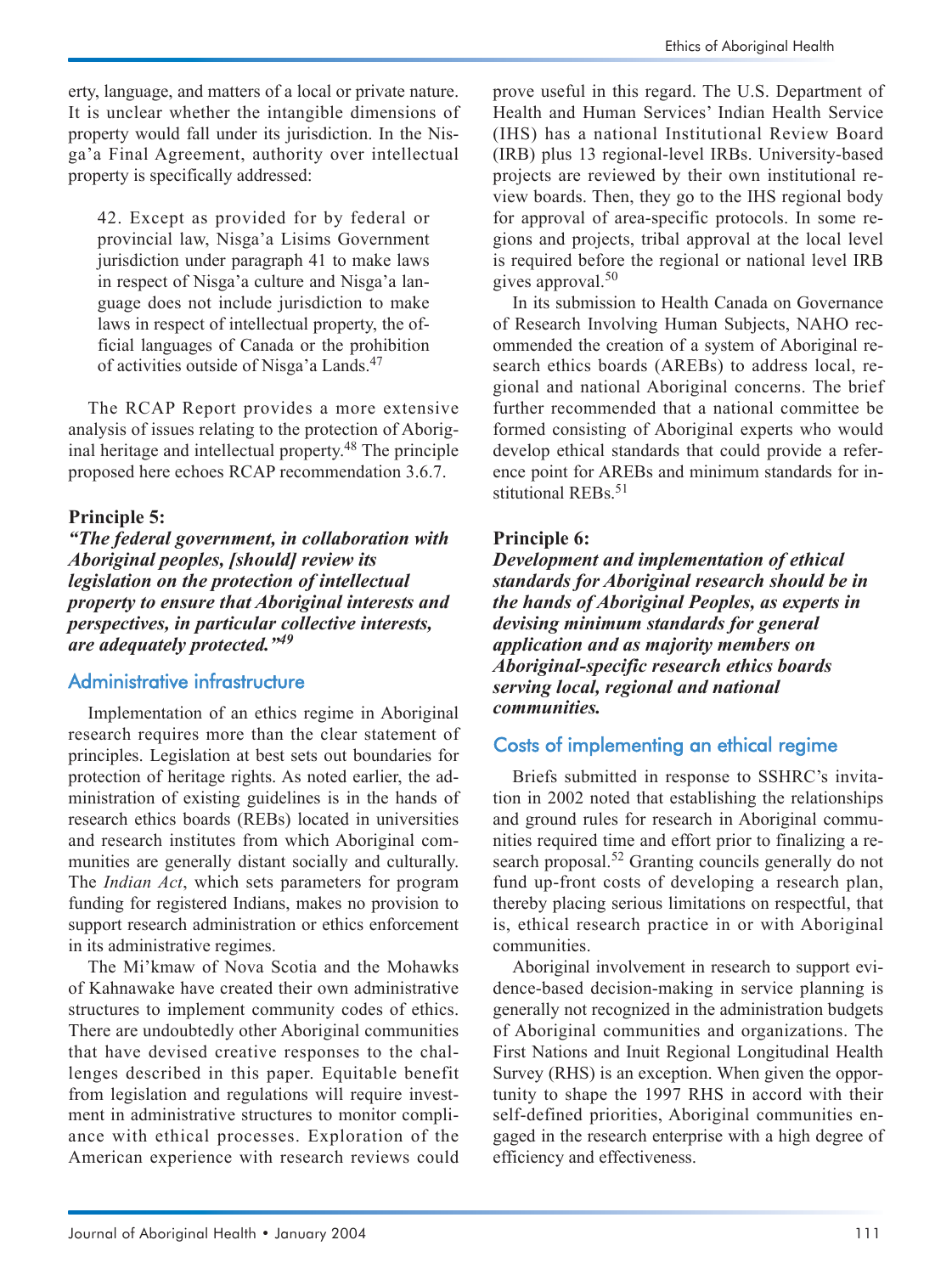erty, language, and matters of a local or private nature. It is unclear whether the intangible dimensions of property would fall under its jurisdiction. In the Nisga'a Final Agreement, authority over intellectual property is specifically addressed:

> 42. Except as provided for by federal or provincial law, Nisga'a Lisims Government jurisdiction under paragraph 41 to make laws in respect of Nisga'a culture and Nisga'a language does not include jurisdiction to make laws in respect of intellectual property, the official languages of Canada or the prohibition of activities outside of Nisga'a Lands.[47]

The RCAP Report provides a more extensive analysis of issues relating to the protection of Aboriginal heritage and intellectual property.[48] The principle proposed here echoes RCAP recommendation 3.6.7.

**Principle 5:**
***"The federal government, in collaboration with Aboriginal peoples, [should] review its legislation on the protection of intellectual property to ensure that Aboriginal interests and perspectives, in particular collective interests, are adequately protected."[49]***

## Administrative infrastructure

Implementation of an ethics regime in Aboriginal research requires more than the clear statement of principles. Legislation at best sets out boundaries for protection of heritage rights. As noted earlier, the administration of existing guidelines is in the hands of research ethics boards (REBs) located in universities and research institutes from which Aboriginal communities are generally distant socially and culturally. The *Indian Act*, which sets parameters for program funding for registered Indians, makes no provision to support research administration or ethics enforcement in its administrative regimes.

The Mi'kmaw of Nova Scotia and the Mohawks of Kahnawake have created their own administrative structures to implement community codes of ethics. There are undoubtedly other Aboriginal communities that have devised creative responses to the challenges described in this paper. Equitable benefit from legislation and regulations will require investment in administrative structures to monitor compliance with ethical processes. Exploration of the American experience with research reviews could prove useful in this regard. The U.S. Department of Health and Human Services' Indian Health Service (IHS) has a national Institutional Review Board (IRB) plus 13 regional-level IRBs. University-based projects are reviewed by their own institutional review boards. Then, they go to the IHS regional body for approval of area-specific protocols. In some regions and projects, tribal approval at the local level is required before the regional or national level IRB gives approval.[50]

In its submission to Health Canada on Governance of Research Involving Human Subjects, NAHO recommended the creation of a system of Aboriginal research ethics boards (AREBs) to address local, regional and national Aboriginal concerns. The brief further recommended that a national committee be formed consisting of Aboriginal experts who would develop ethical standards that could provide a reference point for AREBs and minimum standards for institutional REBs.[51]

**Principle 6:**
***Development and implementation of ethical standards for Aboriginal research should be in the hands of Aboriginal Peoples, as experts in devising minimum standards for general application and as majority members on Aboriginal-specific research ethics boards serving local, regional and national communities.***

## Costs of implementing an ethical regime

Briefs submitted in response to SSHRC's invitation in 2002 noted that establishing the relationships and ground rules for research in Aboriginal communities required time and effort prior to finalizing a research proposal.[52] Granting councils generally do not fund up-front costs of developing a research plan, thereby placing serious limitations on respectful, that is, ethical research practice in or with Aboriginal communities.

Aboriginal involvement in research to support evidence-based decision-making in service planning is generally not recognized in the administration budgets of Aboriginal communities and organizations. The First Nations and Inuit Regional Longitudinal Health Survey (RHS) is an exception. When given the opportunity to shape the 1997 RHS in accord with their self-defined priorities, Aboriginal communities engaged in the research enterprise with a high degree of efficiency and effectiveness.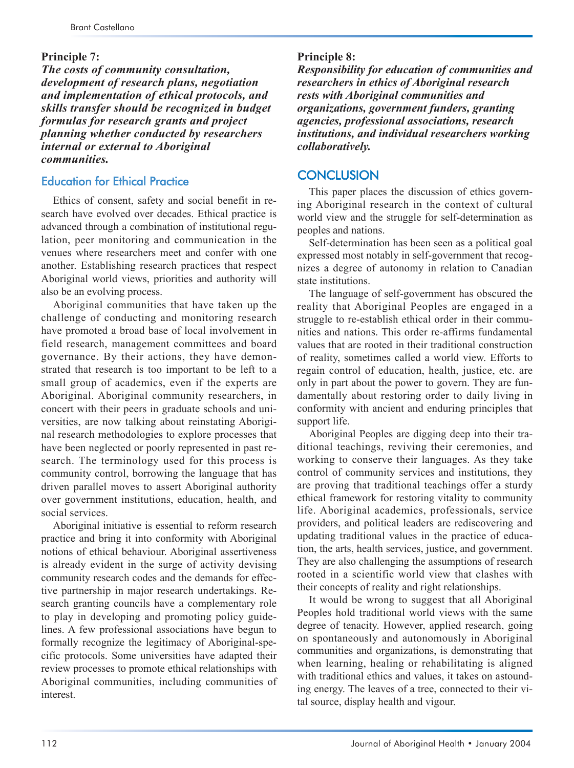**Principle 7:**
***The costs of community consultation, development of research plans, negotiation and implementation of ethical protocols, and skills transfer should be recognized in budget formulas for research grants and project planning whether conducted by researchers internal or external to Aboriginal communities.***

### Education for Ethical Practice

Ethics of consent, safety and social benefit in research have evolved over decades. Ethical practice is advanced through a combination of institutional regulation, peer monitoring and communication in the venues where researchers meet and confer with one another. Establishing research practices that respect Aboriginal world views, priorities and authority will also be an evolving process.

Aboriginal communities that have taken up the challenge of conducting and monitoring research have promoted a broad base of local involvement in field research, management committees and board governance. By their actions, they have demonstrated that research is too important to be left to a small group of academics, even if the experts are Aboriginal. Aboriginal community researchers, in concert with their peers in graduate schools and universities, are now talking about reinstating Aboriginal research methodologies to explore processes that have been neglected or poorly represented in past research. The terminology used for this process is community control, borrowing the language that has driven parallel moves to assert Aboriginal authority over government institutions, education, health, and social services.

Aboriginal initiative is essential to reform research practice and bring it into conformity with Aboriginal notions of ethical behaviour. Aboriginal assertiveness is already evident in the surge of activity devising community research codes and the demands for effective partnership in major research undertakings. Research granting councils have a complementary role to play in developing and promoting policy guidelines. A few professional associations have begun to formally recognize the legitimacy of Aboriginal-specific protocols. Some universities have adapted their review processes to promote ethical relationships with Aboriginal communities, including communities of interest.

**Principle 8:**
***Responsibility for education of communities and researchers in ethics of Aboriginal research rests with Aboriginal communities and organizations, government funders, granting agencies, professional associations, research institutions, and individual researchers working collaboratively.***

## CONCLUSION

This paper places the discussion of ethics governing Aboriginal research in the context of cultural world view and the struggle for self-determination as peoples and nations.

Self-determination has been seen as a political goal expressed most notably in self-government that recognizes a degree of autonomy in relation to Canadian state institutions.

The language of self-government has obscured the reality that Aboriginal Peoples are engaged in a struggle to re-establish ethical order in their communities and nations. This order re-affirms fundamental values that are rooted in their traditional construction of reality, sometimes called a world view. Efforts to regain control of education, health, justice, etc. are only in part about the power to govern. They are fundamentally about restoring order to daily living in conformity with ancient and enduring principles that support life.

Aboriginal Peoples are digging deep into their traditional teachings, reviving their ceremonies, and working to conserve their languages. As they take control of community services and institutions, they are proving that traditional teachings offer a sturdy ethical framework for restoring vitality to community life. Aboriginal academics, professionals, service providers, and political leaders are rediscovering and updating traditional values in the practice of education, the arts, health services, justice, and government. They are also challenging the assumptions of research rooted in a scientific world view that clashes with their concepts of reality and right relationships.

It would be wrong to suggest that all Aboriginal Peoples hold traditional world views with the same degree of tenacity. However, applied research, going on spontaneously and autonomously in Aboriginal communities and organizations, is demonstrating that when learning, healing or rehabilitating is aligned with traditional ethics and values, it takes on astounding energy. The leaves of a tree, connected to their vital source, display health and vigour.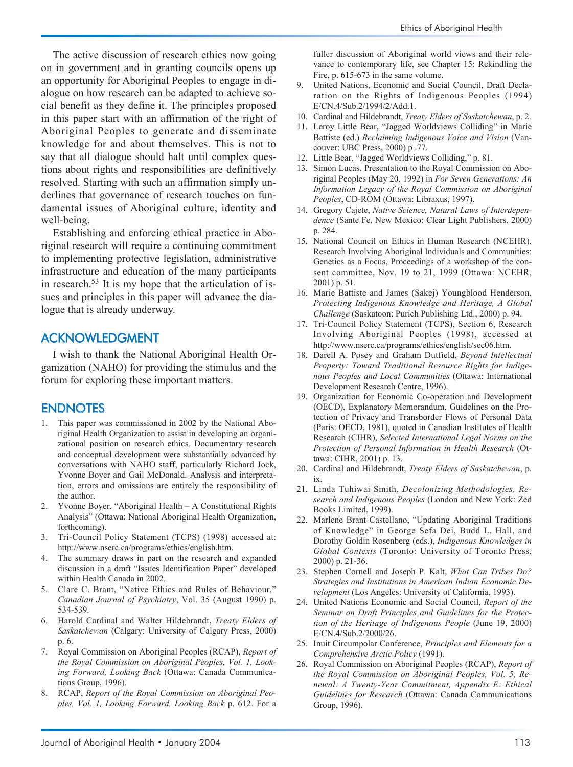The active discussion of research ethics now going on in government and in granting councils opens up an opportunity for Aboriginal Peoples to engage in dialogue on how research can be adapted to achieve social benefit as they define it. The principles proposed in this paper start with an affirmation of the right of Aboriginal Peoples to generate and disseminate knowledge for and about themselves. This is not to say that all dialogue should halt until complex questions about rights and responsibilities are definitively resolved. Starting with such an affirmation simply underlines that governance of research touches on fundamental issues of Aboriginal culture, identity and well-being.

Establishing and enforcing ethical practice in Aboriginal research will require a continuing commitment to implementing protective legislation, administrative infrastructure and education of the many participants in research.[53] It is my hope that the articulation of issues and principles in this paper will advance the dialogue that is already underway.

## ACKNOWLEDGMENT

I wish to thank the National Aboriginal Health Organization (NAHO) for providing the stimulus and the forum for exploring these important matters.

## ENDNOTES

1. This paper was commissioned in 2002 by the National Aboriginal Health Organization to assist in developing an organizational position on research ethics. Documentary research and conceptual development were substantially advanced by conversations with NAHO staff, particularly Richard Jock, Yvonne Boyer and Gail McDonald. Analysis and interpretation, errors and omissions are entirely the responsibility of the author.
2. Yvonne Boyer, "Aboriginal Health – A Constitutional Rights Analysis" (Ottawa: National Aboriginal Health Organization, forthcoming).
3. Tri-Council Policy Statement (TCPS) (1998) accessed at: http://www.nserc.ca/programs/ethics/english.htm.
4. The summary draws in part on the research and expanded discussion in a draft "Issues Identification Paper" developed within Health Canada in 2002.
5. Clare C. Brant, "Native Ethics and Rules of Behaviour," *Canadian Journal of Psychiatry*, Vol. 35 (August 1990) p. 534-539.
6. Harold Cardinal and Walter Hildebrandt, *Treaty Elders of Saskatchewan* (Calgary: University of Calgary Press, 2000) p. 6.
7. Royal Commission on Aboriginal Peoples (RCAP), *Report of the Royal Commission on Aboriginal Peoples, Vol. 1, Looking Forward, Looking Back* (Ottawa: Canada Communications Group, 1996).
8. RCAP, *Report of the Royal Commission on Aboriginal Peoples, Vol. 1, Looking Forward, Looking Back* p. 612. For a fuller discussion of Aboriginal world views and their relevance to contemporary life, see Chapter 15: Rekindling the Fire, p. 615-673 in the same volume.
9. United Nations, Economic and Social Council, Draft Declaration on the Rights of Indigenous Peoples (1994) E/CN.4/Sub.2/1994/2/Add.1.
10. Cardinal and Hildebrandt, *Treaty Elders of Saskatchewan*, p. 2.
11. Leroy Little Bear, "Jagged Worldviews Colliding" in Marie Battiste (ed.) *Reclaiming Indigenous Voice and Vision* (Vancouver: UBC Press, 2000) p .77.
12. Little Bear, "Jagged Worldviews Colliding," p. 81.
13. Simon Lucas, Presentation to the Royal Commission on Aboriginal Peoples (May 20, 1992) in *For Seven Generations: An Information Legacy of the Royal Commission on Aboriginal Peoples*, CD-ROM (Ottawa: Libraxus, 1997).
14. Gregory Cajete, *Native Science, Natural Laws of Interdependence* (Sante Fe, New Mexico: Clear Light Publishers, 2000) p. 284.
15. National Council on Ethics in Human Research (NCEHR), Research Involving Aboriginal Individuals and Communities: Genetics as a Focus, Proceedings of a workshop of the consent committee, Nov. 19 to 21, 1999 (Ottawa: NCEHR, 2001) p. 51.
16. Marie Battiste and James (Sakej) Youngblood Henderson, *Protecting Indigenous Knowledge and Heritage, A Global Challenge* (Saskatoon: Purich Publishing Ltd., 2000) p. 94.
17. Tri-Council Policy Statement (TCPS), Section 6, Research Involving Aboriginal Peoples (1998), accessed at http://www.nserc.ca/programs/ethics/english/sec06.htm.
18. Darell A. Posey and Graham Dutfield, *Beyond Intellectual Property: Toward Traditional Resource Rights for Indigenous Peoples and Local Communities* (Ottawa: International Development Research Centre, 1996).
19. Organization for Economic Co-operation and Development (OECD), Explanatory Memorandum, Guidelines on the Protection of Privacy and Transborder Flows of Personal Data (Paris: OECD, 1981), quoted in Canadian Institutes of Health Research (CIHR), *Selected International Legal Norms on the Protection of Personal Information in Health Research* (Ottawa: CIHR, 2001) p. 13.
20. Cardinal and Hildebrandt, *Treaty Elders of Saskatchewan*, p. ix.
21. Linda Tuhiwai Smith, *Decolonizing Methodologies, Research and Indigenous Peoples* (London and New York: Zed Books Limited, 1999).
22. Marlene Brant Castellano, "Updating Aboriginal Traditions of Knowledge" in George Sefa Dei, Budd L. Hall, and Dorothy Goldin Rosenberg (eds.), *Indigenous Knowledges in Global Contexts* (Toronto: University of Toronto Press, 2000) p. 21-36.
23. Stephen Cornell and Joseph P. Kalt, *What Can Tribes Do? Strategies and Institutions in American Indian Economic Development* (Los Angeles: University of California, 1993).
24. United Nations Economic and Social Council, *Report of the Seminar on Draft Principles and Guidelines for the Protection of the Heritage of Indigenous People* (June 19, 2000) E/CN.4/Sub.2/2000/26.
25. Inuit Circumpolar Conference, *Principles and Elements for a Comprehensive Arctic Policy* (1991).
26. Royal Commission on Aboriginal Peoples (RCAP), *Report of the Royal Commission on Aboriginal Peoples, Vol. 5, Renewal: A Twenty-Year Commitment, Appendix E: Ethical Guidelines for Research* (Ottawa: Canada Communications Group, 1996).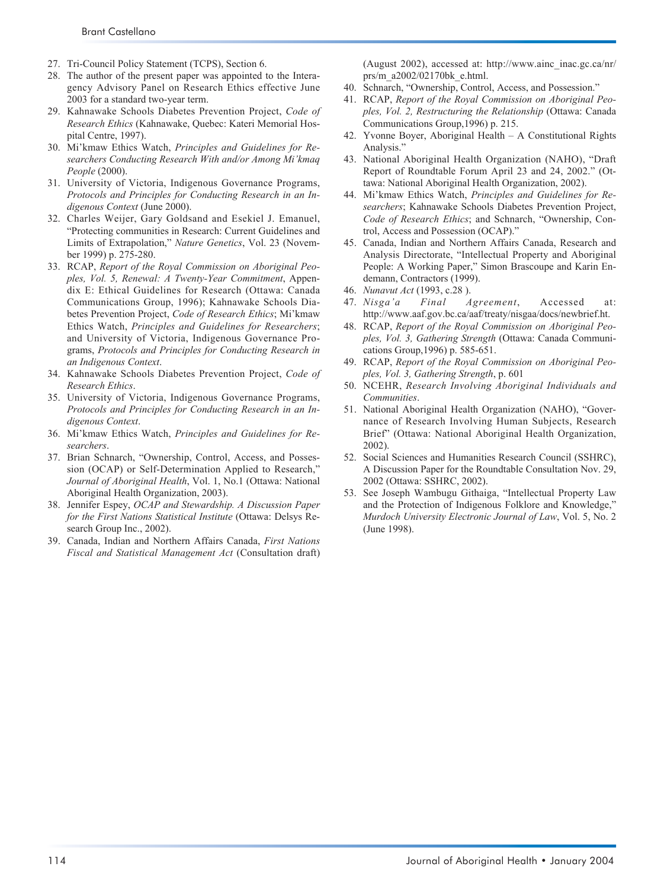27. Tri-Council Policy Statement (TCPS), Section 6.
28. The author of the present paper was appointed to the Interagency Advisory Panel on Research Ethics effective June 2003 for a standard two-year term.
29. Kahnawake Schools Diabetes Prevention Project, *Code of Research Ethics* (Kahnawake, Quebec: Kateri Memorial Hospital Centre, 1997).
30. Mi'kmaw Ethics Watch, *Principles and Guidelines for Researchers Conducting Research With and/or Among Mi'kmaq People* (2000).
31. University of Victoria, Indigenous Governance Programs, *Protocols and Principles for Conducting Research in an Indigenous Context* (June 2000).
32. Charles Weijer, Gary Goldsand and Esekiel J. Emanuel, "Protecting communities in Research: Current Guidelines and Limits of Extrapolation," *Nature Genetics*, Vol. 23 (November 1999) p. 275-280.
33. RCAP, *Report of the Royal Commission on Aboriginal Peoples, Vol. 5, Renewal: A Twenty-Year Commitment*, Appendix E: Ethical Guidelines for Research (Ottawa: Canada Communications Group, 1996); Kahnawake Schools Diabetes Prevention Project, *Code of Research Ethics*; Mi'kmaw Ethics Watch, *Principles and Guidelines for Researchers*; and University of Victoria, Indigenous Governance Programs, *Protocols and Principles for Conducting Research in an Indigenous Context*.
34. Kahnawake Schools Diabetes Prevention Project, *Code of Research Ethics*.
35. University of Victoria, Indigenous Governance Programs, *Protocols and Principles for Conducting Research in an Indigenous Context*.
36. Mi'kmaw Ethics Watch, *Principles and Guidelines for Researchers*.
37. Brian Schnarch, "Ownership, Control, Access, and Possession (OCAP) or Self-Determination Applied to Research," *Journal of Aboriginal Health*, Vol. 1, No.1 (Ottawa: National Aboriginal Health Organization, 2003).
38. Jennifer Espey, *OCAP and Stewardship. A Discussion Paper for the First Nations Statistical Institute* (Ottawa: Delsys Research Group Inc., 2002).
39. Canada, Indian and Northern Affairs Canada, *First Nations Fiscal and Statistical Management Act* (Consultation draft) (August 2002), accessed at: http://www.ainc_inac.gc.ca/nr/prs/m_a2002/02170bk_e.html.
40. Schnarch, "Ownership, Control, Access, and Possession."
41. RCAP, *Report of the Royal Commission on Aboriginal Peoples, Vol. 2, Restructuring the Relationship* (Ottawa: Canada Communications Group,1996) p. 215.
42. Yvonne Boyer, Aboriginal Health – A Constitutional Rights Analysis."
43. National Aboriginal Health Organization (NAHO), "Draft Report of Roundtable Forum April 23 and 24, 2002." (Ottawa: National Aboriginal Health Organization, 2002).
44. Mi'kmaw Ethics Watch, *Principles and Guidelines for Researchers*; Kahnawake Schools Diabetes Prevention Project, *Code of Research Ethics*; and Schnarch, "Ownership, Control, Access and Possession (OCAP)."
45. Canada, Indian and Northern Affairs Canada, Research and Analysis Directorate, "Intellectual Property and Aboriginal People: A Working Paper," Simon Brascoupe and Karin Endemann, Contractors (1999).
46. *Nunavut Act* (1993, c.28 ).
47. *Nisga'a Final Agreement*, Accessed at: http://www.aaf.gov.bc.ca/aaf/treaty/nisgaa/docs/newbrief.ht.
48. RCAP, *Report of the Royal Commission on Aboriginal Peoples, Vol. 3, Gathering Strength* (Ottawa: Canada Communications Group,1996) p. 585-651.
49. RCAP, *Report of the Royal Commission on Aboriginal Peoples, Vol. 3, Gathering Strength*, p. 601
50. NCEHR, *Research Involving Aboriginal Individuals and Communities*.
51. National Aboriginal Health Organization (NAHO), "Governance of Research Involving Human Subjects, Research Brief" (Ottawa: National Aboriginal Health Organization, 2002).
52. Social Sciences and Humanities Research Council (SSHRC), A Discussion Paper for the Roundtable Consultation Nov. 29, 2002 (Ottawa: SSHRC, 2002).
53. See Joseph Wambugu Githaiga, "Intellectual Property Law and the Protection of Indigenous Folklore and Knowledge," *Murdoch University Electronic Journal of Law*, Vol. 5, No. 2 (June 1998).